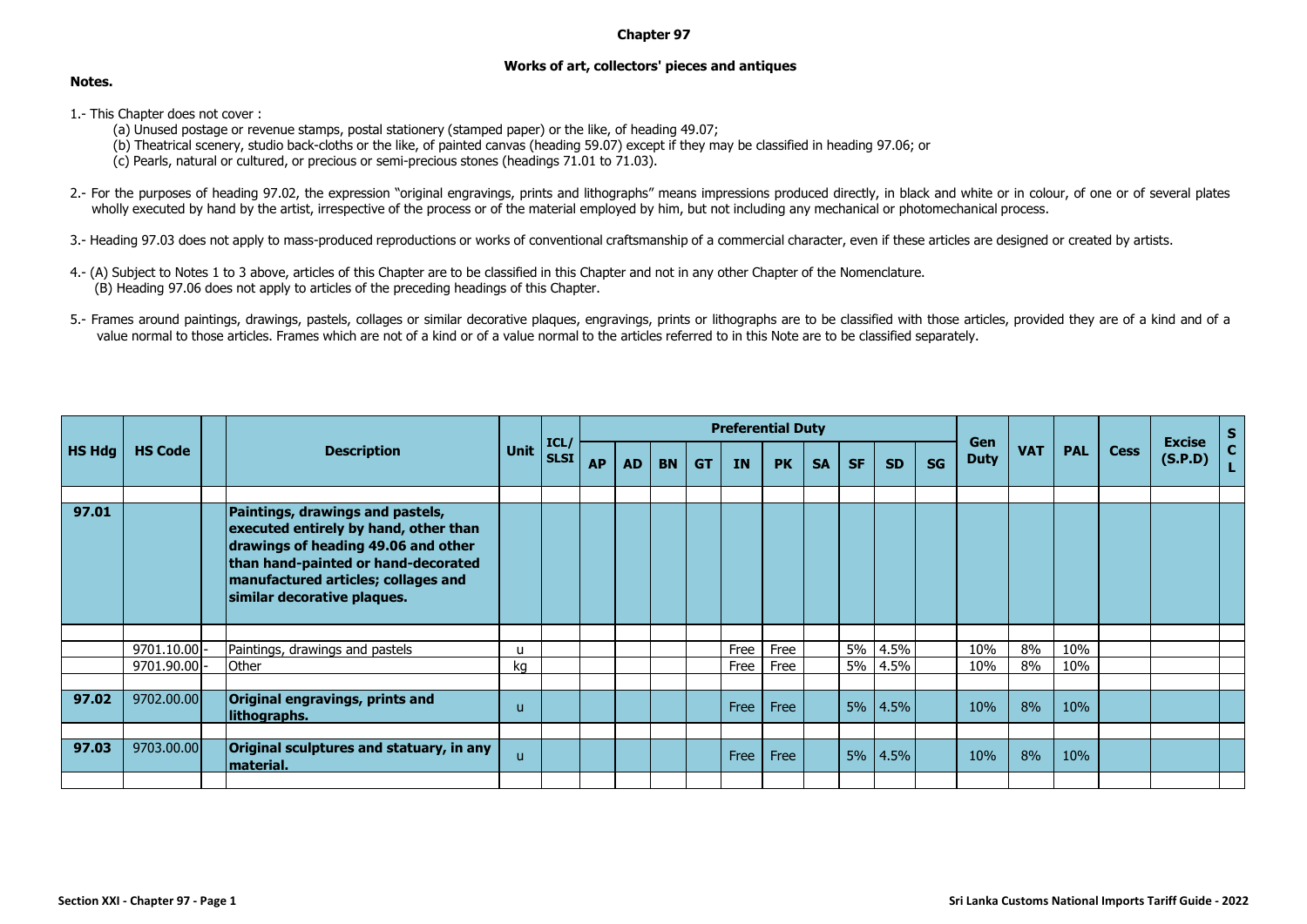# Chapter 97

## Works of art, collectors' pieces and antiques

**Notes.**

1.- This Chapter does not cover :

(a) Unused postage or revenue stamps, postal stationery (stamped paper) or the like, of heading 49.07;

(b) Theatrical scenery, studio back-cloths or the like, of painted canvas (heading 59.07) except if they may be classified in heading 97.06; or

(c) Pearls, natural or cultured, or precious or semi-precious stones (headings 71.01 to 71.03).

2.- For the purposes of heading 97.02, the expression "original engravings, prints and lithographs" means impressions produced directly, in black and white or in colour, of one or of several plates wholly executed by hand by the artist, irrespective of the process or of the material employed by him, but not including any mechanical or photomechanical process.

3.- Heading 97.03 does not apply to mass-produced reproductions or works of conventional craftsmanship of a commercial character, even if these articles are designed or created by artists.

4.- (A) Subject to Notes 1 to 3 above, articles of this Chapter are to be classified in this Chapter and not in any other Chapter of the Nomenclature.

(B) Heading 97.06 does not apply to articles of the preceding headings of this Chapter.

5.- Frames around paintings, drawings, pastels, collages or similar decorative plaques, engravings, prints or lithographs are to be classified with those articles, provided they are of a kind and of a value normal to those articles. Frames which are not of a kind or of a value normal to the articles referred to in this Note are to be classified separately.

| HS Hdg | HS Code | | Description | Unit | ICL/ SLSI | Preferential Duty | | | | | | | | | | Gen Duty | VAT | PAL | Cess | Excise (S.P.D) | SCL |
|---|---|---|---|---|---|---|---|---|---|---|---|---|---|---|---|---|---|---|---|---|---|
| | | | | | | AP | AD | BN | GT | IN | PK | SA | SF | SD | SG | | | | | | |
| 97.01 | | | **Paintings, drawings and pastels, executed entirely by hand, other than drawings of heading 49.06 and other than hand-painted or hand-decorated manufactured articles; collages and similar decorative plaques.** | | | | | | | | | | | | | | | | | | |
| | 9701.10.00 | - | Paintings, drawings and pastels | u | | | | | | Free | Free | | 5% | 4.5% | | 10% | 8% | 10% | | | |
| | 9701.90.00 | - | Other | kg | | | | | | Free | Free | | 5% | 4.5% | | 10% | 8% | 10% | | | |
| 97.02 | 9702.00.00 | | **Original engravings, prints and lithographs.** | u | | | | | | Free | Free | | 5% | 4.5% | | 10% | 8% | 10% | | | |
| 97.03 | 9703.00.00 | | **Original sculptures and statuary, in any material.** | u | | | | | | Free | Free | | 5% | 4.5% | | 10% | 8% | 10% | | | |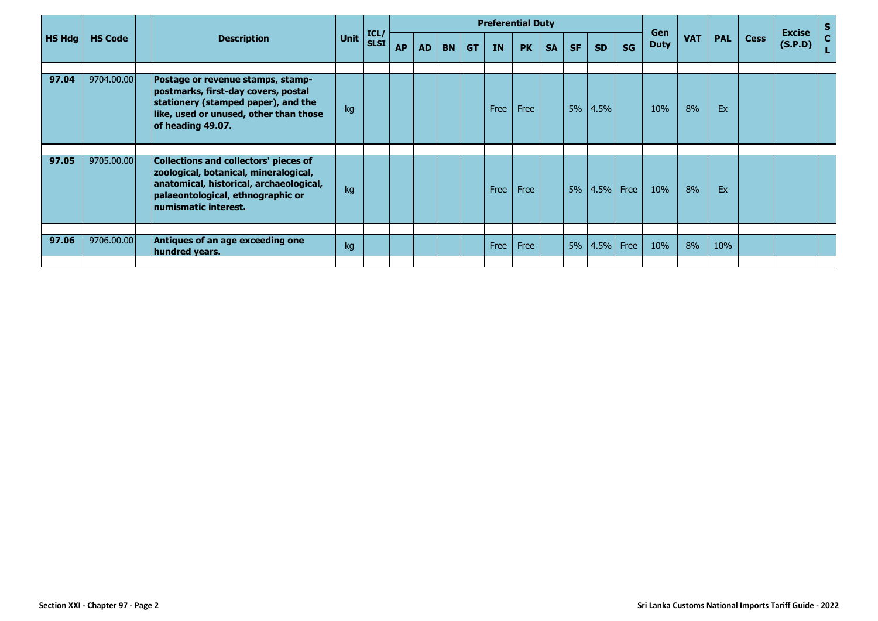| HS Hdg | HS Code | | Description | Unit | ICL/ SLSI | Preferential Duty | | | | | | | | | | Gen Duty | VAT | PAL | Cess | Excise (S.P.D) | S C L |
|---|---|---|---|---|---|---|---|---|---|---|---|---|---|---|---|---|---|---|---|---|---|
| | | | | | | AP | AD | BN | GT | IN | PK | SA | SF | SD | SG | | | | | | |
| 97.04 | 9704.00.00 | | **Postage or revenue stamps, stamp-postmarks, first-day covers, postal stationery (stamped paper), and the like, used or unused, other than those of heading 49.07.** | kg | | | | | | Free | Free | | 5% | 4.5% | | 10% | 8% | Ex | | | |
| 97.05 | 9705.00.00 | | **Collections and collectors' pieces of zoological, botanical, mineralogical, anatomical, historical, archaeological, palaeontological, ethnographic or numismatic interest.** | kg | | | | | | Free | Free | | 5% | 4.5% | Free | 10% | 8% | Ex | | | |
| 97.06 | 9706.00.00 | | **Antiques of an age exceeding one hundred years.** | kg | | | | | | Free | Free | | 5% | 4.5% | Free | 10% | 8% | 10% | | | |